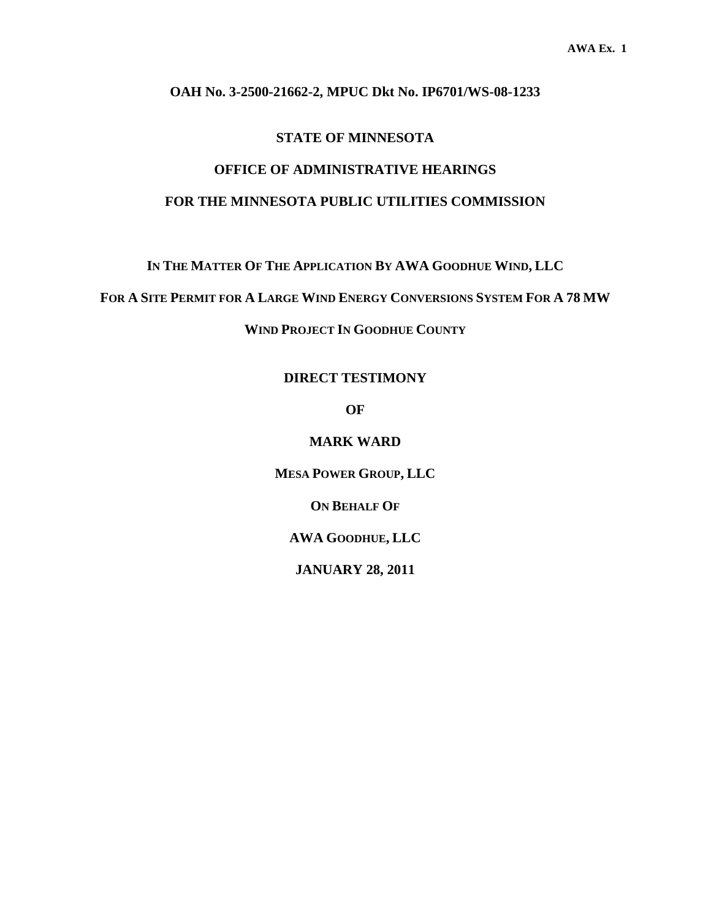**AWA Ex. 1**

**OAH No. 3-2500-21662-2, MPUC Dkt No. IP6701/WS-08-1233**

**STATE OF MINNESOTA**

**OFFICE OF ADMINISTRATIVE HEARINGS**

**FOR THE MINNESOTA PUBLIC UTILITIES COMMISSION**

**IN THE MATTER OF THE APPLICATION BY AWA GOODHUE WIND, LLC**

**FOR A SITE PERMIT FOR A LARGE WIND ENERGY CONVERSIONS SYSTEM FOR A 78 MW**

**WIND PROJECT IN GOODHUE COUNTY**

**DIRECT TESTIMONY**

**OF**

**MARK WARD**

**MESA POWER GROUP, LLC**

**ON BEHALF OF**

**AWA GOODHUE, LLC**

**JANUARY 28, 2011**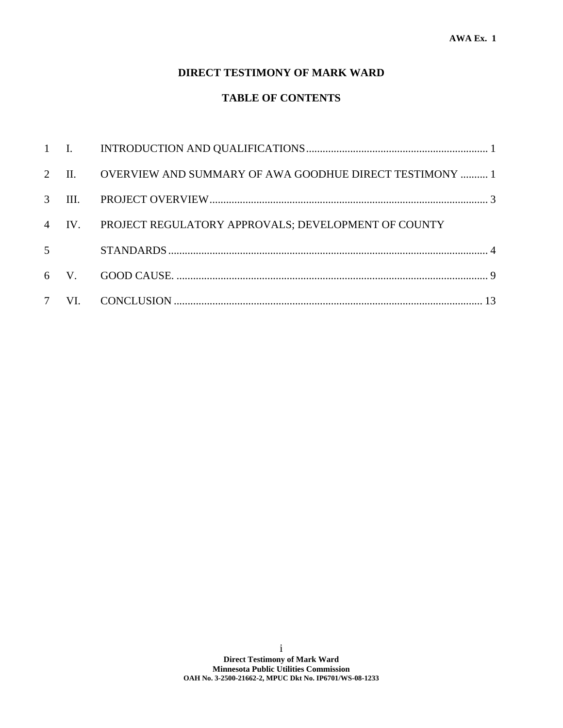**AWA Ex. 1**

# DIRECT TESTIMONY OF MARK WARD

## TABLE OF CONTENTS

| | | | |
|---|---|---|---|
| 1 | I. | INTRODUCTION AND QUALIFICATIONS | 1 |
| 2 | II. | OVERVIEW AND SUMMARY OF AWA GOODHUE DIRECT TESTIMONY | 1 |
| 3 | III. | PROJECT OVERVIEW | 3 |
| 4 | IV. | PROJECT REGULATORY APPROVALS; DEVELOPMENT OF COUNTY | |
| 5 | | STANDARDS | 4 |
| 6 | V. | GOOD CAUSE. | 9 |
| 7 | VI. | CONCLUSION | 13 |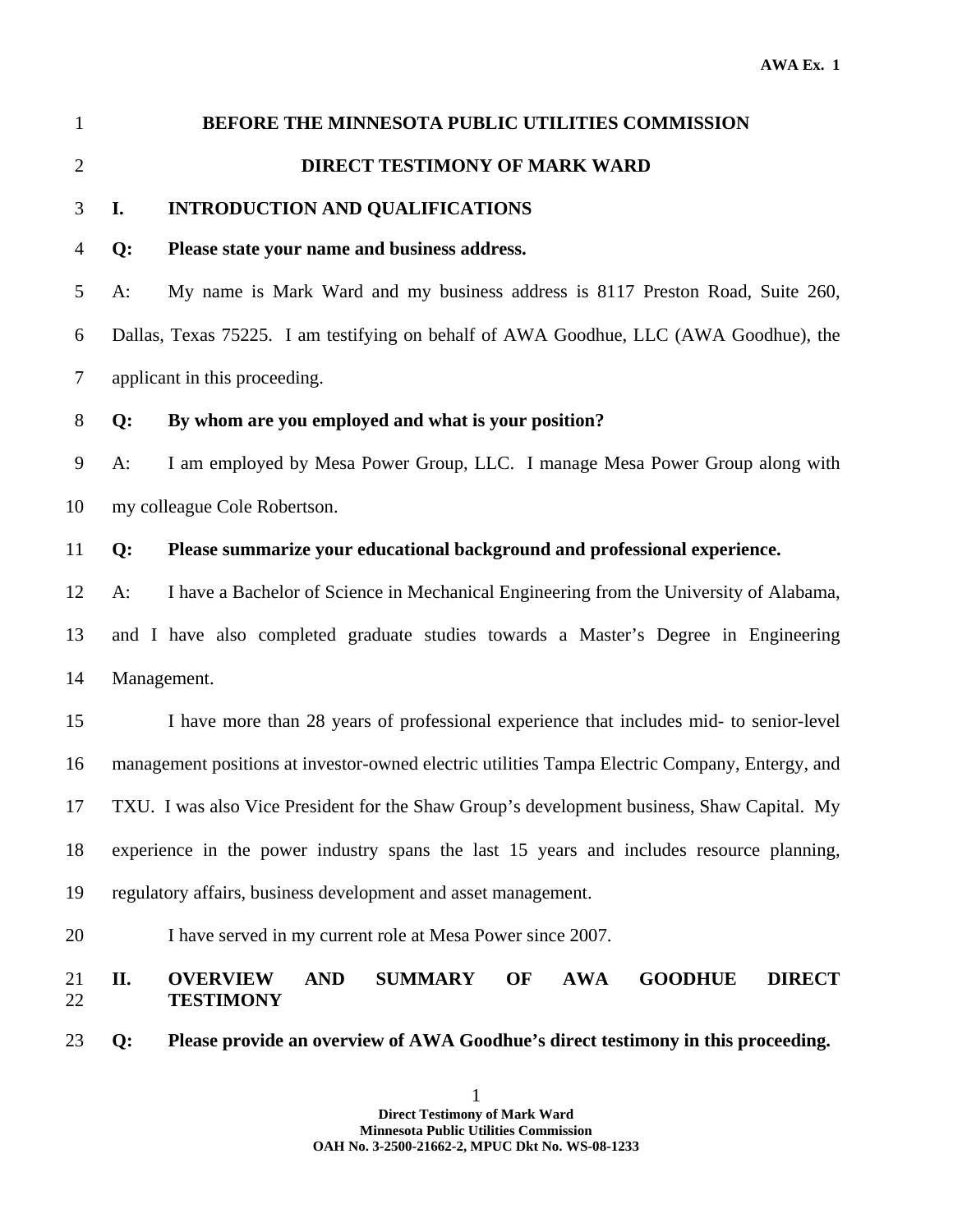BEFORE THE MINNESOTA PUBLIC UTILITIES COMMISSION

DIRECT TESTIMONY OF MARK WARD

## I. INTRODUCTION AND QUALIFICATIONS

**Q: Please state your name and business address.**

A: My name is Mark Ward and my business address is 8117 Preston Road, Suite 260, Dallas, Texas 75225. I am testifying on behalf of AWA Goodhue, LLC (AWA Goodhue), the applicant in this proceeding.

**Q: By whom are you employed and what is your position?**

A: I am employed by Mesa Power Group, LLC. I manage Mesa Power Group along with my colleague Cole Robertson.

**Q: Please summarize your educational background and professional experience.**

A: I have a Bachelor of Science in Mechanical Engineering from the University of Alabama, and I have also completed graduate studies towards a Master's Degree in Engineering Management.

I have more than 28 years of professional experience that includes mid- to senior-level management positions at investor-owned electric utilities Tampa Electric Company, Entergy, and TXU. I was also Vice President for the Shaw Group's development business, Shaw Capital. My experience in the power industry spans the last 15 years and includes resource planning, regulatory affairs, business development and asset management.

I have served in my current role at Mesa Power since 2007.

## II. OVERVIEW AND SUMMARY OF AWA GOODHUE DIRECT TESTIMONY

**Q: Please provide an overview of AWA Goodhue's direct testimony in this proceeding.**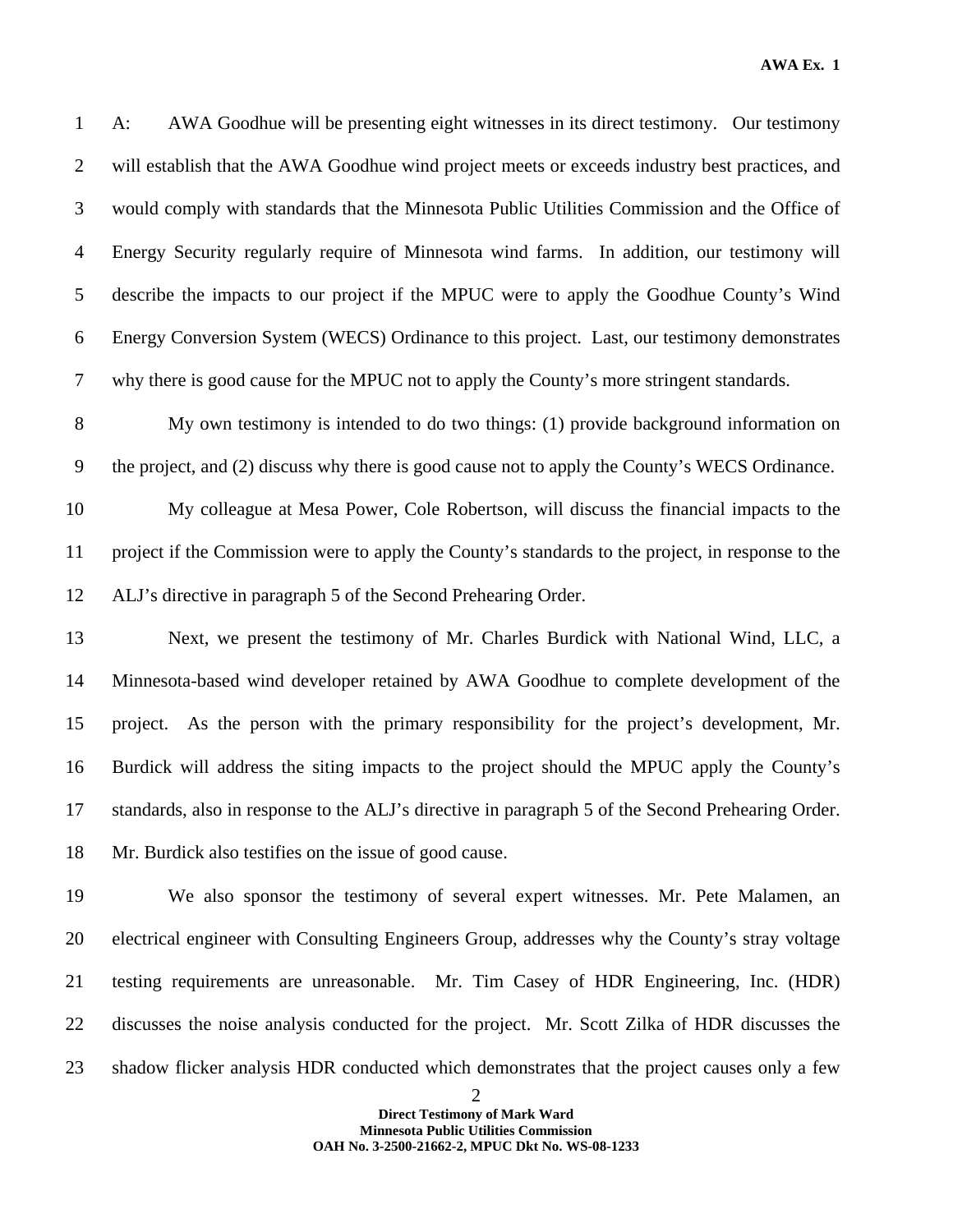A: AWA Goodhue will be presenting eight witnesses in its direct testimony. Our testimony will establish that the AWA Goodhue wind project meets or exceeds industry best practices, and would comply with standards that the Minnesota Public Utilities Commission and the Office of Energy Security regularly require of Minnesota wind farms. In addition, our testimony will describe the impacts to our project if the MPUC were to apply the Goodhue County's Wind Energy Conversion System (WECS) Ordinance to this project. Last, our testimony demonstrates why there is good cause for the MPUC not to apply the County's more stringent standards.

My own testimony is intended to do two things: (1) provide background information on the project, and (2) discuss why there is good cause not to apply the County's WECS Ordinance.

My colleague at Mesa Power, Cole Robertson, will discuss the financial impacts to the project if the Commission were to apply the County's standards to the project, in response to the ALJ's directive in paragraph 5 of the Second Prehearing Order.

Next, we present the testimony of Mr. Charles Burdick with National Wind, LLC, a Minnesota-based wind developer retained by AWA Goodhue to complete development of the project. As the person with the primary responsibility for the project's development, Mr. Burdick will address the siting impacts to the project should the MPUC apply the County's standards, also in response to the ALJ's directive in paragraph 5 of the Second Prehearing Order. Mr. Burdick also testifies on the issue of good cause.

We also sponsor the testimony of several expert witnesses. Mr. Pete Malamen, an electrical engineer with Consulting Engineers Group, addresses why the County's stray voltage testing requirements are unreasonable. Mr. Tim Casey of HDR Engineering, Inc. (HDR) discusses the noise analysis conducted for the project. Mr. Scott Zilka of HDR discusses the shadow flicker analysis HDR conducted which demonstrates that the project causes only a few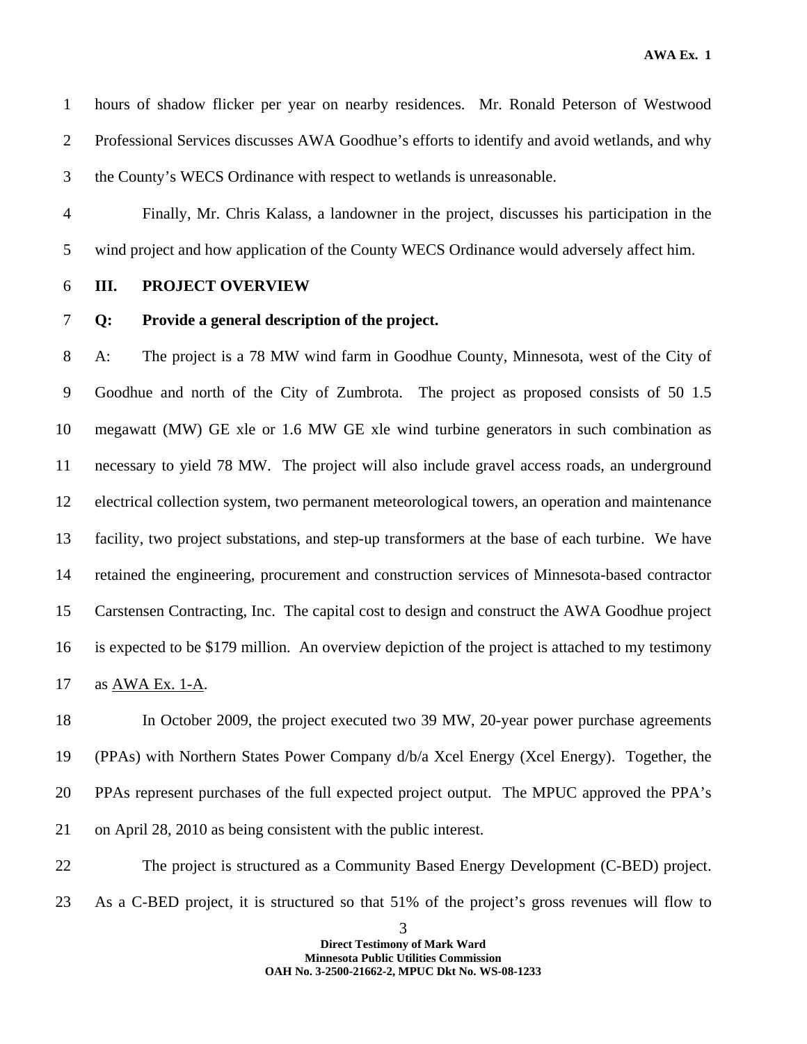hours of shadow flicker per year on nearby residences. Mr. Ronald Peterson of Westwood Professional Services discusses AWA Goodhue's efforts to identify and avoid wetlands, and why the County's WECS Ordinance with respect to wetlands is unreasonable.

Finally, Mr. Chris Kalass, a landowner in the project, discusses his participation in the wind project and how application of the County WECS Ordinance would adversely affect him.

## III. PROJECT OVERVIEW

**Q: Provide a general description of the project.**

A: The project is a 78 MW wind farm in Goodhue County, Minnesota, west of the City of Goodhue and north of the City of Zumbrota. The project as proposed consists of 50 1.5 megawatt (MW) GE xle or 1.6 MW GE xle wind turbine generators in such combination as necessary to yield 78 MW. The project will also include gravel access roads, an underground electrical collection system, two permanent meteorological towers, an operation and maintenance facility, two project substations, and step-up transformers at the base of each turbine. We have retained the engineering, procurement and construction services of Minnesota-based contractor Carstensen Contracting, Inc. The capital cost to design and construct the AWA Goodhue project is expected to be $179 million. An overview depiction of the project is attached to my testimony as AWA Ex. 1-A.

In October 2009, the project executed two 39 MW, 20-year power purchase agreements (PPAs) with Northern States Power Company d/b/a Xcel Energy (Xcel Energy). Together, the PPAs represent purchases of the full expected project output. The MPUC approved the PPA's on April 28, 2010 as being consistent with the public interest.

The project is structured as a Community Based Energy Development (C-BED) project. As a C-BED project, it is structured so that 51% of the project's gross revenues will flow to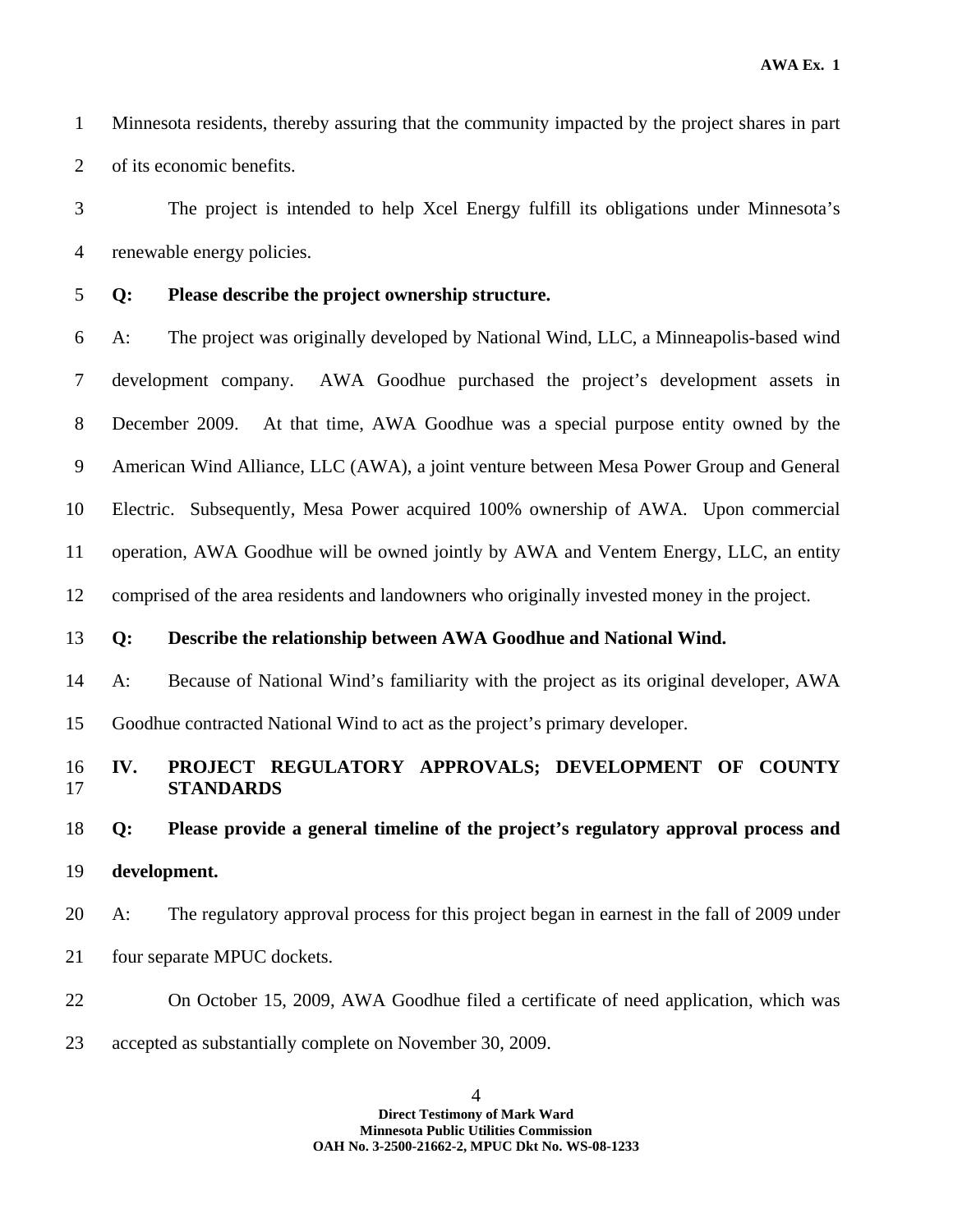Minnesota residents, thereby assuring that the community impacted by the project shares in part of its economic benefits.

The project is intended to help Xcel Energy fulfill its obligations under Minnesota's renewable energy policies.

**Q: Please describe the project ownership structure.**

A: The project was originally developed by National Wind, LLC, a Minneapolis-based wind development company. AWA Goodhue purchased the project's development assets in December 2009. At that time, AWA Goodhue was a special purpose entity owned by the American Wind Alliance, LLC (AWA), a joint venture between Mesa Power Group and General Electric. Subsequently, Mesa Power acquired 100% ownership of AWA. Upon commercial operation, AWA Goodhue will be owned jointly by AWA and Ventem Energy, LLC, an entity comprised of the area residents and landowners who originally invested money in the project.

**Q: Describe the relationship between AWA Goodhue and National Wind.**

A: Because of National Wind's familiarity with the project as its original developer, AWA Goodhue contracted National Wind to act as the project's primary developer.

## IV. PROJECT REGULATORY APPROVALS; DEVELOPMENT OF COUNTY STANDARDS

**Q: Please provide a general timeline of the project's regulatory approval process and development.**

A: The regulatory approval process for this project began in earnest in the fall of 2009 under four separate MPUC dockets.

On October 15, 2009, AWA Goodhue filed a certificate of need application, which was accepted as substantially complete on November 30, 2009.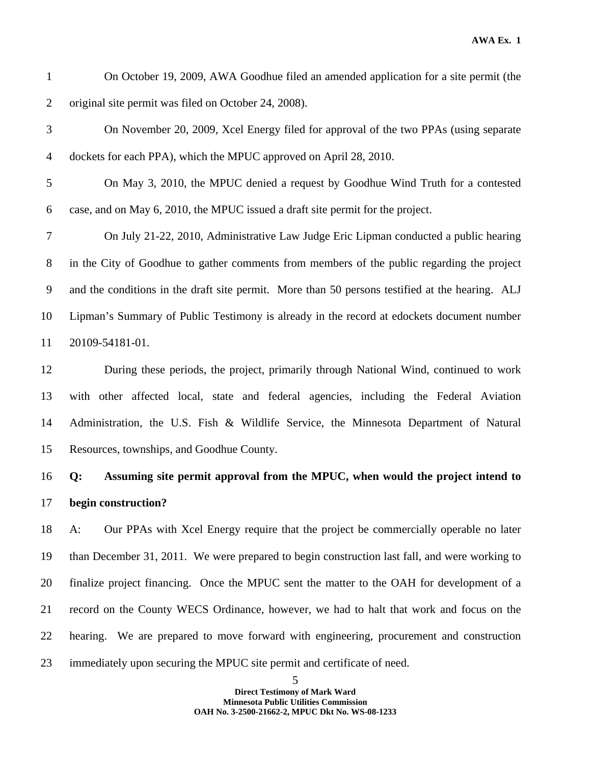On October 19, 2009, AWA Goodhue filed an amended application for a site permit (the original site permit was filed on October 24, 2008).

On November 20, 2009, Xcel Energy filed for approval of the two PPAs (using separate dockets for each PPA), which the MPUC approved on April 28, 2010.

On May 3, 2010, the MPUC denied a request by Goodhue Wind Truth for a contested case, and on May 6, 2010, the MPUC issued a draft site permit for the project.

On July 21-22, 2010, Administrative Law Judge Eric Lipman conducted a public hearing in the City of Goodhue to gather comments from members of the public regarding the project and the conditions in the draft site permit. More than 50 persons testified at the hearing. ALJ Lipman's Summary of Public Testimony is already in the record at edockets document number 20109-54181-01.

During these periods, the project, primarily through National Wind, continued to work with other affected local, state and federal agencies, including the Federal Aviation Administration, the U.S. Fish & Wildlife Service, the Minnesota Department of Natural Resources, townships, and Goodhue County.

**Q: Assuming site permit approval from the MPUC, when would the project intend to begin construction?**

A: Our PPAs with Xcel Energy require that the project be commercially operable no later than December 31, 2011. We were prepared to begin construction last fall, and were working to finalize project financing. Once the MPUC sent the matter to the OAH for development of a record on the County WECS Ordinance, however, we had to halt that work and focus on the hearing. We are prepared to move forward with engineering, procurement and construction immediately upon securing the MPUC site permit and certificate of need.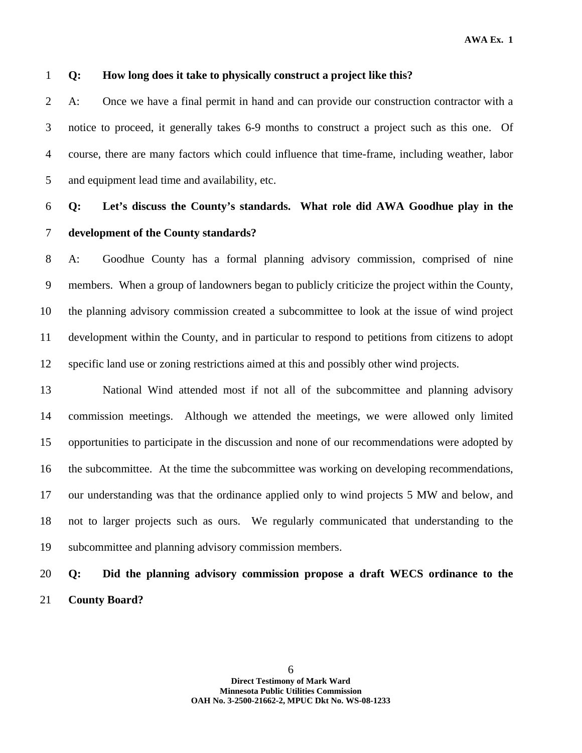**Q: How long does it take to physically construct a project like this?**

A: Once we have a final permit in hand and can provide our construction contractor with a notice to proceed, it generally takes 6-9 months to construct a project such as this one. Of course, there are many factors which could influence that time-frame, including weather, labor and equipment lead time and availability, etc.

**Q: Let's discuss the County's standards. What role did AWA Goodhue play in the development of the County standards?**

A: Goodhue County has a formal planning advisory commission, comprised of nine members. When a group of landowners began to publicly criticize the project within the County, the planning advisory commission created a subcommittee to look at the issue of wind project development within the County, and in particular to respond to petitions from citizens to adopt specific land use or zoning restrictions aimed at this and possibly other wind projects.

National Wind attended most if not all of the subcommittee and planning advisory commission meetings. Although we attended the meetings, we were allowed only limited opportunities to participate in the discussion and none of our recommendations were adopted by the subcommittee. At the time the subcommittee was working on developing recommendations, our understanding was that the ordinance applied only to wind projects 5 MW and below, and not to larger projects such as ours. We regularly communicated that understanding to the subcommittee and planning advisory commission members.

**Q: Did the planning advisory commission propose a draft WECS ordinance to the County Board?**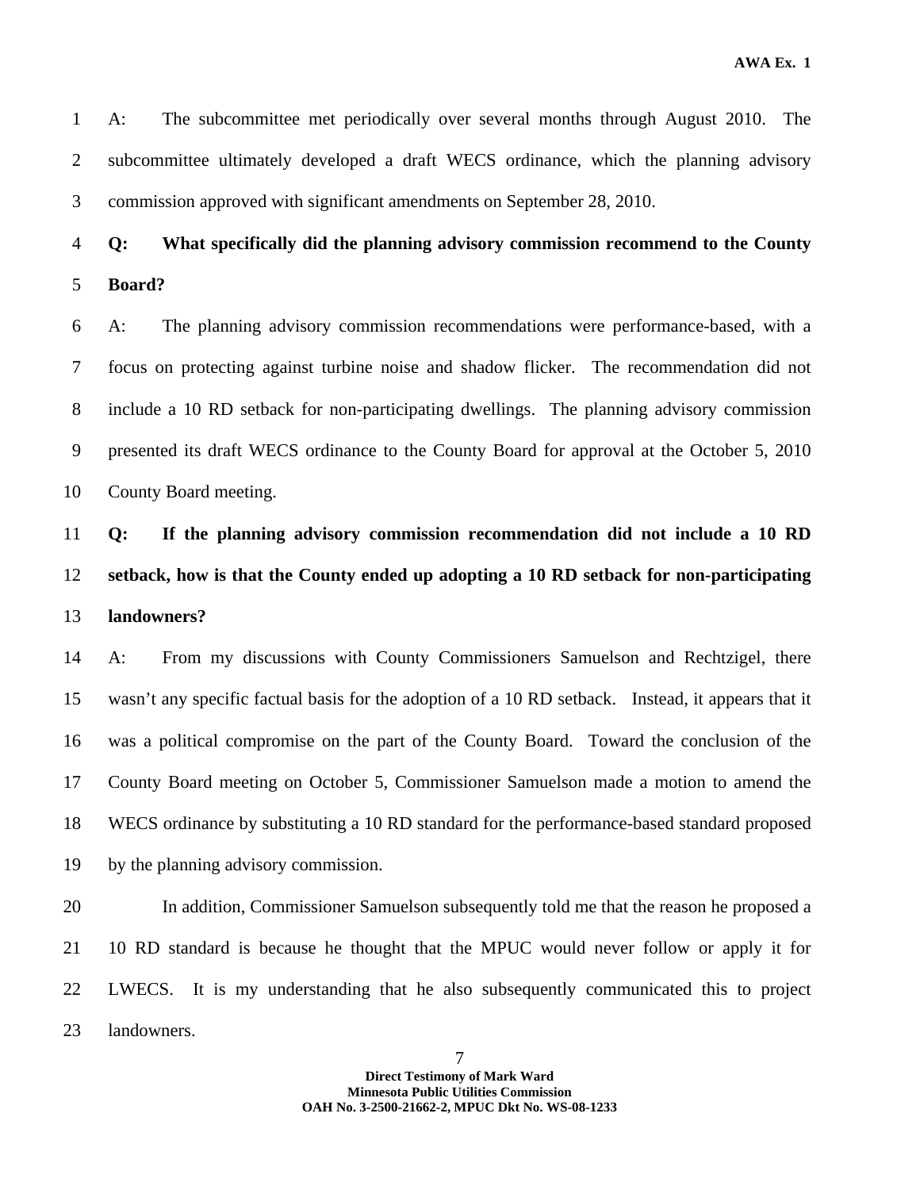A: The subcommittee met periodically over several months through August 2010. The subcommittee ultimately developed a draft WECS ordinance, which the planning advisory commission approved with significant amendments on September 28, 2010.

**Q: What specifically did the planning advisory commission recommend to the County Board?**

A: The planning advisory commission recommendations were performance-based, with a focus on protecting against turbine noise and shadow flicker. The recommendation did not include a 10 RD setback for non-participating dwellings. The planning advisory commission presented its draft WECS ordinance to the County Board for approval at the October 5, 2010 County Board meeting.

**Q: If the planning advisory commission recommendation did not include a 10 RD setback, how is that the County ended up adopting a 10 RD setback for non-participating landowners?**

A: From my discussions with County Commissioners Samuelson and Rechtzigel, there wasn't any specific factual basis for the adoption of a 10 RD setback. Instead, it appears that it was a political compromise on the part of the County Board. Toward the conclusion of the County Board meeting on October 5, Commissioner Samuelson made a motion to amend the WECS ordinance by substituting a 10 RD standard for the performance-based standard proposed by the planning advisory commission.

In addition, Commissioner Samuelson subsequently told me that the reason he proposed a 10 RD standard is because he thought that the MPUC would never follow or apply it for LWECS. It is my understanding that he also subsequently communicated this to project landowners.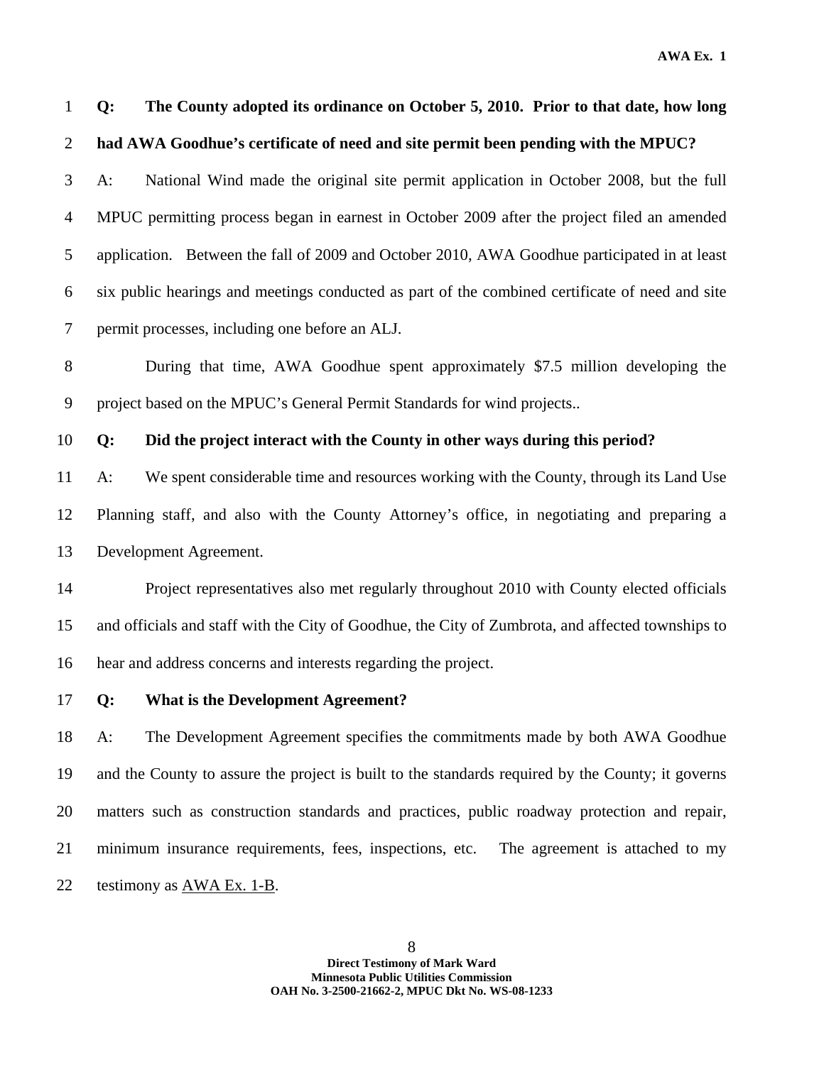**Q: The County adopted its ordinance on October 5, 2010. Prior to that date, how long had AWA Goodhue's certificate of need and site permit been pending with the MPUC?**

A: National Wind made the original site permit application in October 2008, but the full MPUC permitting process began in earnest in October 2009 after the project filed an amended application. Between the fall of 2009 and October 2010, AWA Goodhue participated in at least six public hearings and meetings conducted as part of the combined certificate of need and site permit processes, including one before an ALJ.

During that time, AWA Goodhue spent approximately $7.5 million developing the project based on the MPUC's General Permit Standards for wind projects..

**Q: Did the project interact with the County in other ways during this period?**

A: We spent considerable time and resources working with the County, through its Land Use Planning staff, and also with the County Attorney's office, in negotiating and preparing a Development Agreement.

Project representatives also met regularly throughout 2010 with County elected officials and officials and staff with the City of Goodhue, the City of Zumbrota, and affected townships to hear and address concerns and interests regarding the project.

**Q: What is the Development Agreement?**

A: The Development Agreement specifies the commitments made by both AWA Goodhue and the County to assure the project is built to the standards required by the County; it governs matters such as construction standards and practices, public roadway protection and repair, minimum insurance requirements, fees, inspections, etc. The agreement is attached to my testimony as AWA Ex. 1-B.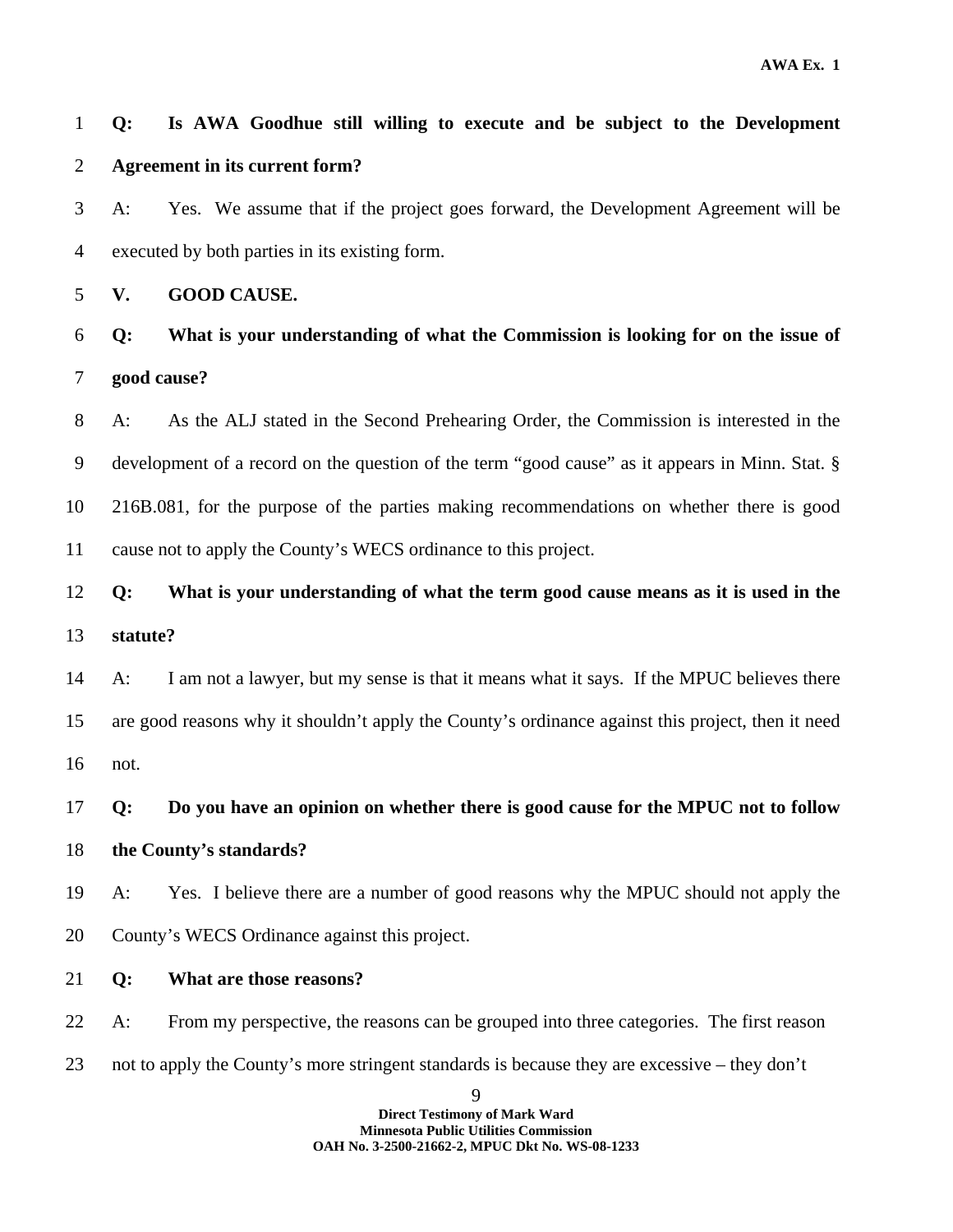**Q: Is AWA Goodhue still willing to execute and be subject to the Development Agreement in its current form?**

A: Yes. We assume that if the project goes forward, the Development Agreement will be executed by both parties in its existing form.

## V. GOOD CAUSE.

**Q: What is your understanding of what the Commission is looking for on the issue of good cause?**

A: As the ALJ stated in the Second Prehearing Order, the Commission is interested in the development of a record on the question of the term "good cause" as it appears in Minn. Stat. § 216B.081, for the purpose of the parties making recommendations on whether there is good cause not to apply the County's WECS ordinance to this project.

**Q: What is your understanding of what the term good cause means as it is used in the statute?**

A: I am not a lawyer, but my sense is that it means what it says. If the MPUC believes there are good reasons why it shouldn't apply the County's ordinance against this project, then it need not.

**Q: Do you have an opinion on whether there is good cause for the MPUC not to follow the County's standards?**

A: Yes. I believe there are a number of good reasons why the MPUC should not apply the County's WECS Ordinance against this project.

**Q: What are those reasons?**

A: From my perspective, the reasons can be grouped into three categories. The first reason not to apply the County's more stringent standards is because they are excessive – they don't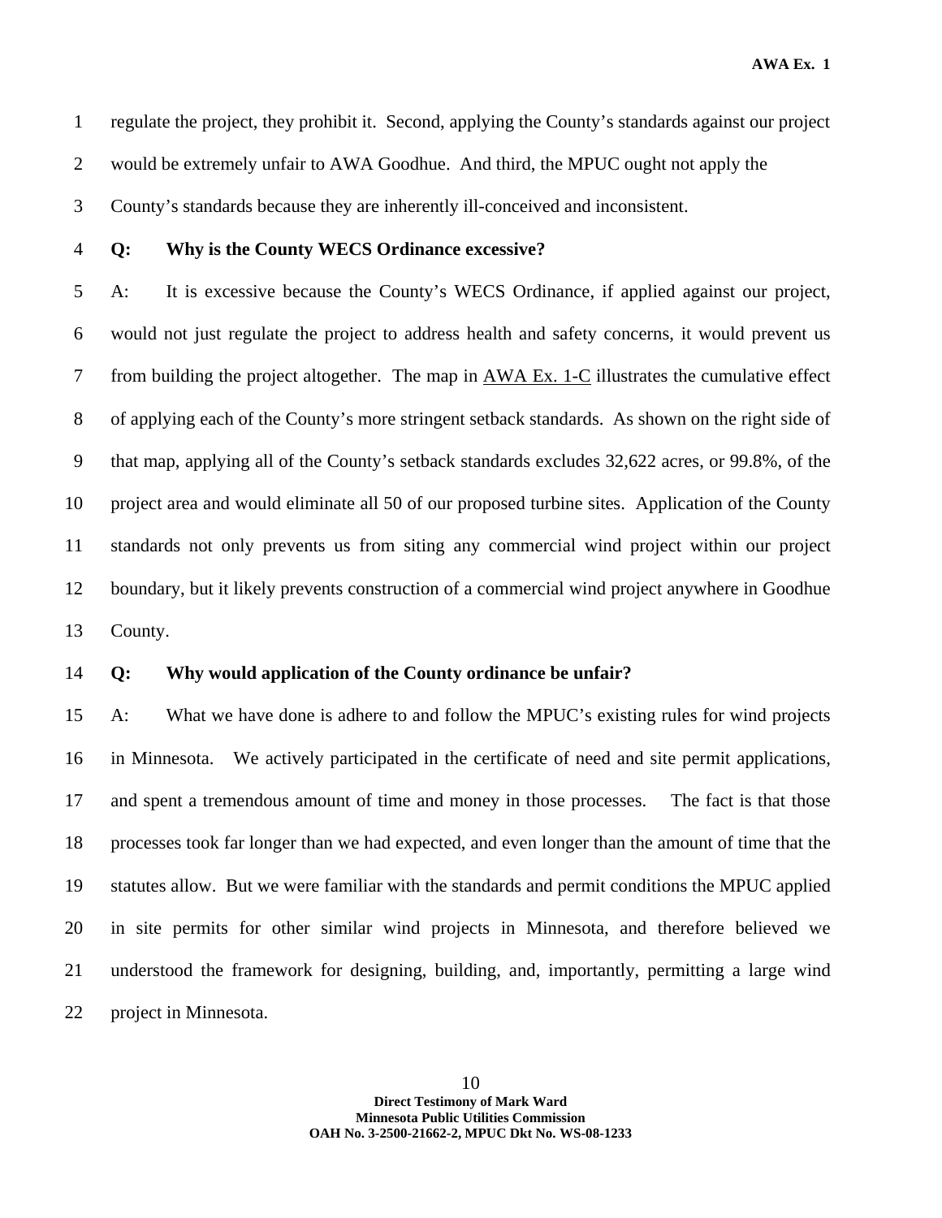regulate the project, they prohibit it. Second, applying the County's standards against our project would be extremely unfair to AWA Goodhue. And third, the MPUC ought not apply the County's standards because they are inherently ill-conceived and inconsistent.

**Q: Why is the County WECS Ordinance excessive?**

A: It is excessive because the County's WECS Ordinance, if applied against our project, would not just regulate the project to address health and safety concerns, it would prevent us from building the project altogether. The map in AWA Ex. 1-C illustrates the cumulative effect of applying each of the County's more stringent setback standards. As shown on the right side of that map, applying all of the County's setback standards excludes 32,622 acres, or 99.8%, of the project area and would eliminate all 50 of our proposed turbine sites. Application of the County standards not only prevents us from siting any commercial wind project within our project boundary, but it likely prevents construction of a commercial wind project anywhere in Goodhue County.

**Q: Why would application of the County ordinance be unfair?**

A: What we have done is adhere to and follow the MPUC's existing rules for wind projects in Minnesota. We actively participated in the certificate of need and site permit applications, and spent a tremendous amount of time and money in those processes. The fact is that those processes took far longer than we had expected, and even longer than the amount of time that the statutes allow. But we were familiar with the standards and permit conditions the MPUC applied in site permits for other similar wind projects in Minnesota, and therefore believed we understood the framework for designing, building, and, importantly, permitting a large wind project in Minnesota.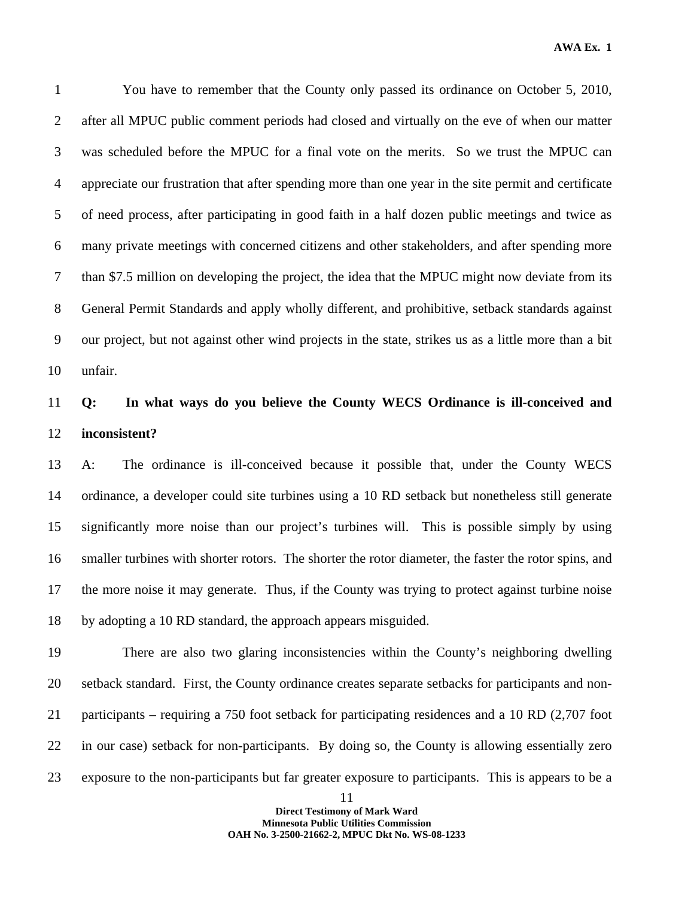You have to remember that the County only passed its ordinance on October 5, 2010, after all MPUC public comment periods had closed and virtually on the eve of when our matter was scheduled before the MPUC for a final vote on the merits. So we trust the MPUC can appreciate our frustration that after spending more than one year in the site permit and certificate of need process, after participating in good faith in a half dozen public meetings and twice as many private meetings with concerned citizens and other stakeholders, and after spending more than $7.5 million on developing the project, the idea that the MPUC might now deviate from its General Permit Standards and apply wholly different, and prohibitive, setback standards against our project, but not against other wind projects in the state, strikes us as a little more than a bit unfair.

**Q: In what ways do you believe the County WECS Ordinance is ill-conceived and inconsistent?**

A: The ordinance is ill-conceived because it possible that, under the County WECS ordinance, a developer could site turbines using a 10 RD setback but nonetheless still generate significantly more noise than our project's turbines will. This is possible simply by using smaller turbines with shorter rotors. The shorter the rotor diameter, the faster the rotor spins, and the more noise it may generate. Thus, if the County was trying to protect against turbine noise by adopting a 10 RD standard, the approach appears misguided.

There are also two glaring inconsistencies within the County's neighboring dwelling setback standard. First, the County ordinance creates separate setbacks for participants and non-participants – requiring a 750 foot setback for participating residences and a 10 RD (2,707 foot in our case) setback for non-participants. By doing so, the County is allowing essentially zero exposure to the non-participants but far greater exposure to participants. This is appears to be a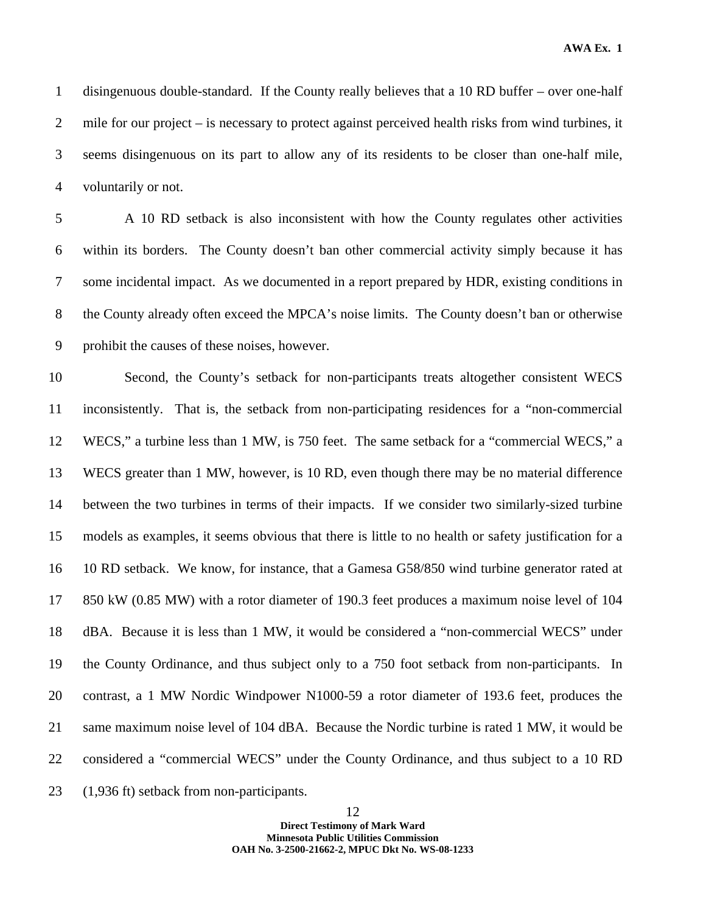disingenuous double-standard. If the County really believes that a 10 RD buffer – over one-half mile for our project – is necessary to protect against perceived health risks from wind turbines, it seems disingenuous on its part to allow any of its residents to be closer than one-half mile, voluntarily or not.

A 10 RD setback is also inconsistent with how the County regulates other activities within its borders. The County doesn't ban other commercial activity simply because it has some incidental impact. As we documented in a report prepared by HDR, existing conditions in the County already often exceed the MPCA's noise limits. The County doesn't ban or otherwise prohibit the causes of these noises, however.

Second, the County's setback for non-participants treats altogether consistent WECS inconsistently. That is, the setback from non-participating residences for a "non-commercial WECS," a turbine less than 1 MW, is 750 feet. The same setback for a "commercial WECS," a WECS greater than 1 MW, however, is 10 RD, even though there may be no material difference between the two turbines in terms of their impacts. If we consider two similarly-sized turbine models as examples, it seems obvious that there is little to no health or safety justification for a 10 RD setback. We know, for instance, that a Gamesa G58/850 wind turbine generator rated at 850 kW (0.85 MW) with a rotor diameter of 190.3 feet produces a maximum noise level of 104 dBA. Because it is less than 1 MW, it would be considered a "non-commercial WECS" under the County Ordinance, and thus subject only to a 750 foot setback from non-participants. In contrast, a 1 MW Nordic Windpower N1000-59 a rotor diameter of 193.6 feet, produces the same maximum noise level of 104 dBA. Because the Nordic turbine is rated 1 MW, it would be considered a "commercial WECS" under the County Ordinance, and thus subject to a 10 RD (1,936 ft) setback from non-participants.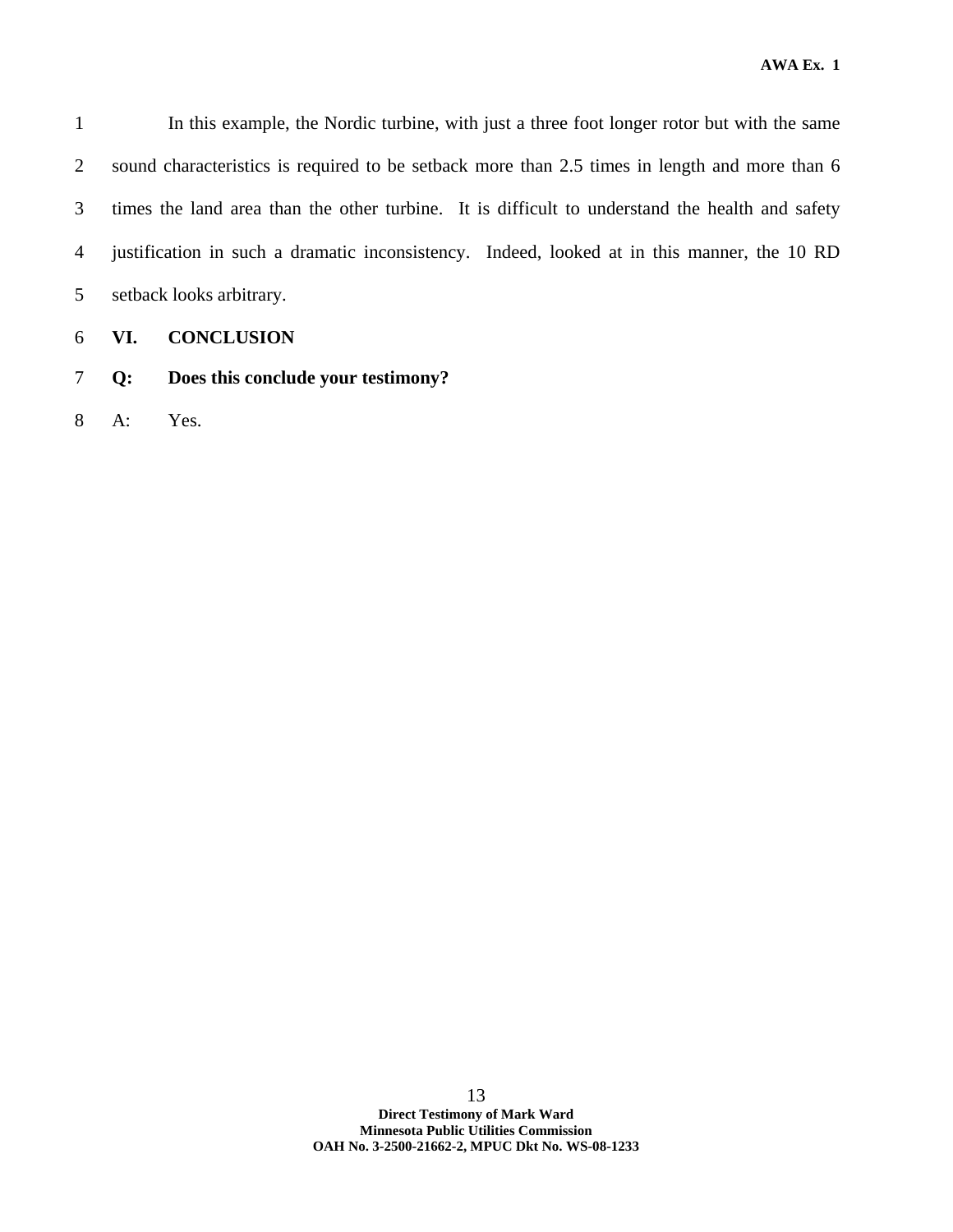In this example, the Nordic turbine, with just a three foot longer rotor but with the same sound characteristics is required to be setback more than 2.5 times in length and more than 6 times the land area than the other turbine. It is difficult to understand the health and safety justification in such a dramatic inconsistency. Indeed, looked at in this manner, the 10 RD setback looks arbitrary.

## VI. CONCLUSION

**Q: Does this conclude your testimony?**

A: Yes.